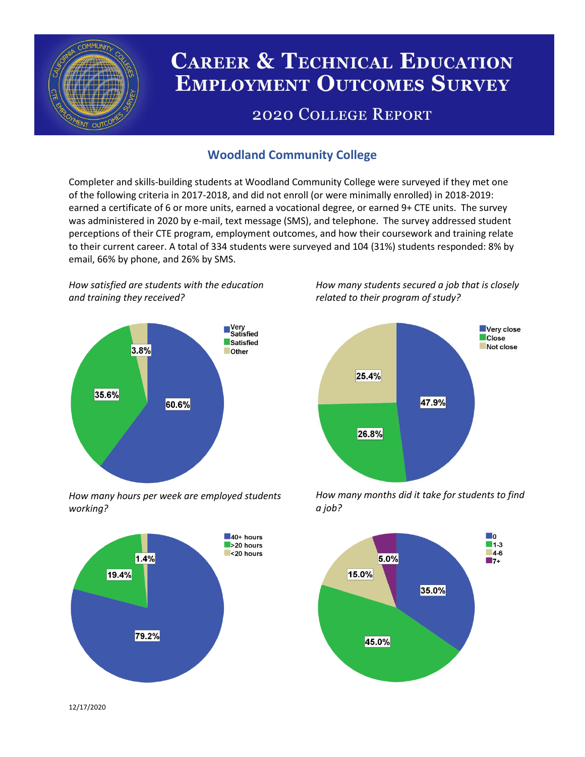# Career & Technical Education Employment Outcomes Survey

## 2020 College Report

### Woodland Community College

Completer and skills-building students at Woodland Community College were surveyed if they met one of the following criteria in 2017-2018, and did not enroll (or were minimally enrolled) in 2018-2019: earned a certificate of 6 or more units, earned a vocational degree, or earned 9+ CTE units. The survey was administered in 2020 by e-mail, text message (SMS), and telephone. The survey addressed student perceptions of their CTE program, employment outcomes, and how their coursework and training relate to their current career. A total of 334 students were surveyed and 104 (31%) students responded: 8% by email, 66% by phone, and 26% by SMS.

*How satisfied are students with the education and training they received?*

| Response | Percent |
| --- | --- |
| Very Satisfied | 60.6% |
| Satisfied | 35.6% |
| Other | 3.8% |

*How many students secured a job that is closely related to their program of study?*

| Response | Percent |
| --- | --- |
| Very close | 47.9% |
| Close | 26.8% |
| Not close | 25.4% |

*How many hours per week are employed students working?*

| Response | Percent |
| --- | --- |
| 40+ hours | 79.2% |
| >20 hours | 19.4% |
| <20 hours | 1.4% |

*How many months did it take for students to find a job?*

| Response | Percent |
| --- | --- |
| 0 | 35.0% |
| 1-3 | 45.0% |
| 4-6 | 15.0% |
| 7+ | 5.0% |

12/17/2020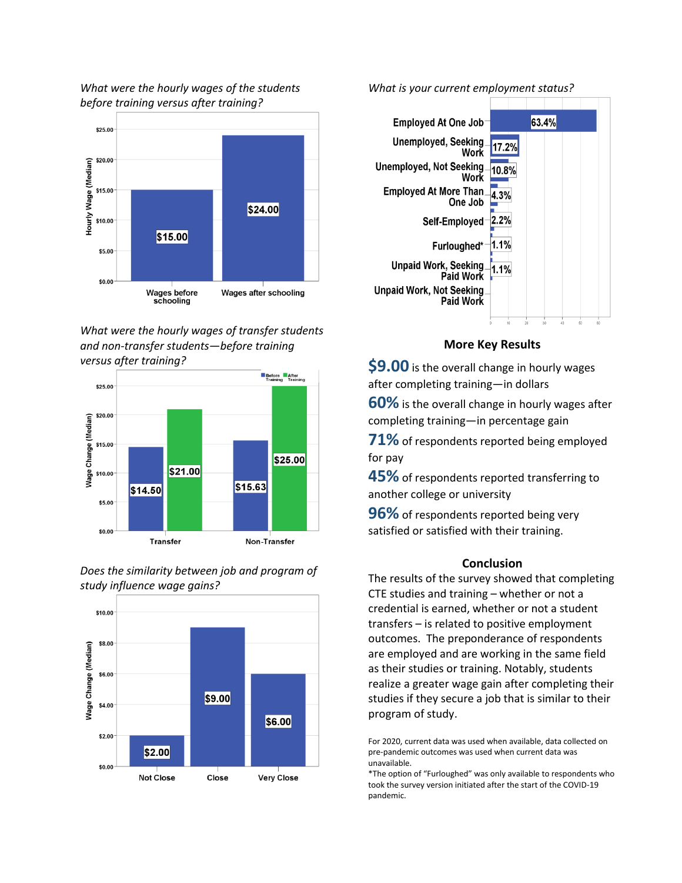*What were the hourly wages of the students before training versus after training?*

Hourly Wage (Median)

$25.00
$20.00
$15.00
$10.00
$5.00
$0.00

$15.00
$24.00

Wages before schooling
Wages after schooling

*What were the hourly wages of transfer students and non-transfer students—before training versus after training?*

Before Training
After Training

Wage Change (Median)

$25.00
$20.00
$15.00
$10.00
$5.00
$0.00

$14.50
$21.00
$15.63
$25.00

Transfer
Non-Transfer

*Does the similarity between job and program of study influence wage gains?*

Wage Change (Median)

$10.00
$8.00
$6.00
$4.00
$2.00
$0.00

$2.00
$9.00
$6.00

Not Close
Close
Very Close

*What is your current employment status?*

Employed At One Job 63.4%
Unemployed, Seeking Work 17.2%
Unemployed, Not Seeking Work 10.8%
Employed At More Than One Job 4.3%
Self-Employed 2.2%
Furloughed* 1.1%
Unpaid Work, Seeking Paid Work 1.1%
Unpaid Work, Not Seeking Paid Work

0 10 20 30 40 50 60

## More Key Results

**$9.00** is the overall change in hourly wages after completing training—in dollars

**60%** is the overall change in hourly wages after completing training—in percentage gain

**71%** of respondents reported being employed for pay

**45%** of respondents reported transferring to another college or university

**96%** of respondents reported being very satisfied or satisfied with their training.

## Conclusion

The results of the survey showed that completing CTE studies and training – whether or not a credential is earned, whether or not a student transfers – is related to positive employment outcomes. The preponderance of respondents are employed and are working in the same field as their studies or training. Notably, students realize a greater wage gain after completing their studies if they secure a job that is similar to their program of study.

For 2020, current data was used when available, data collected on pre-pandemic outcomes was used when current data was unavailable.

*The option of "Furloughed" was only available to respondents who took the survey version initiated after the start of the COVID-19 pandemic.